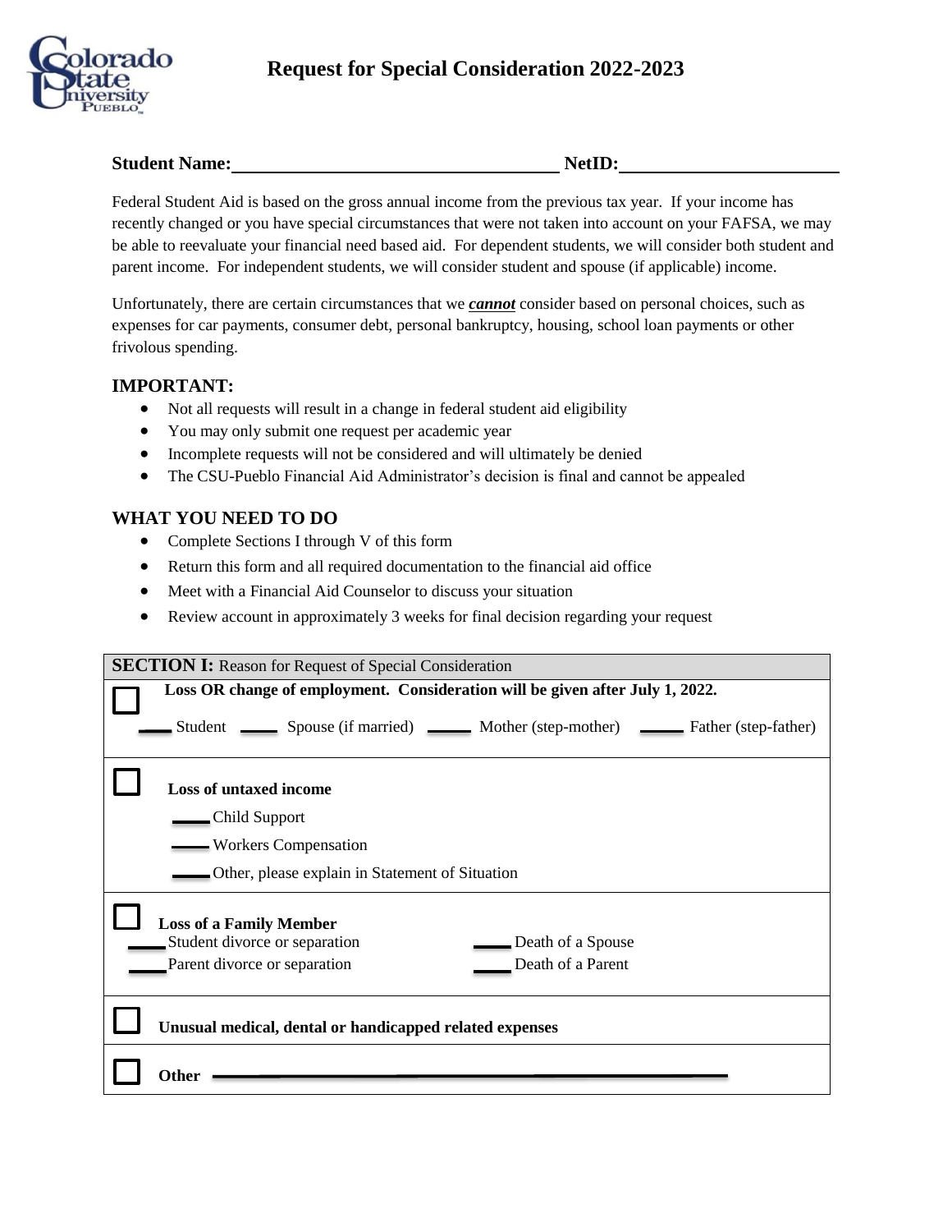# Request for Special Consideration 2022-2023

**Student Name:** ______________________________ **NetID:** ____________________

Federal Student Aid is based on the gross annual income from the previous tax year. If your income has recently changed or you have special circumstances that were not taken into account on your FAFSA, we may be able to reevaluate your financial need based aid. For dependent students, we will consider both student and parent income. For independent students, we will consider student and spouse (if applicable) income.

Unfortunately, there are certain circumstances that we ***cannot*** consider based on personal choices, such as expenses for car payments, consumer debt, personal bankruptcy, housing, school loan payments or other frivolous spending.

## IMPORTANT:

- Not all requests will result in a change in federal student aid eligibility
- You may only submit one request per academic year
- Incomplete requests will not be considered and will ultimately be denied
- The CSU-Pueblo Financial Aid Administrator's decision is final and cannot be appealed

## WHAT YOU NEED TO DO

- Complete Sections I through V of this form
- Return this form and all required documentation to the financial aid office
- Meet with a Financial Aid Counselor to discuss your situation
- Review account in approximately 3 weeks for final decision regarding your request

**SECTION I:** Reason for Request of Special Consideration

☐ **Loss OR change of employment. Consideration will be given after July 1, 2022.**

____ Student ____ Spouse (if married) ____ Mother (step-mother) ____ Father (step-father)

☐ **Loss of untaxed income**

____ Child Support

____ Workers Compensation

____ Other, please explain in Statement of Situation

☐ **Loss of a Family Member**

____ Student divorce or separation

____ Parent divorce or separation

____ Death of a Spouse

____ Death of a Parent

☐ **Unusual medical, dental or handicapped related expenses**

☐ **Other** ______________________________________________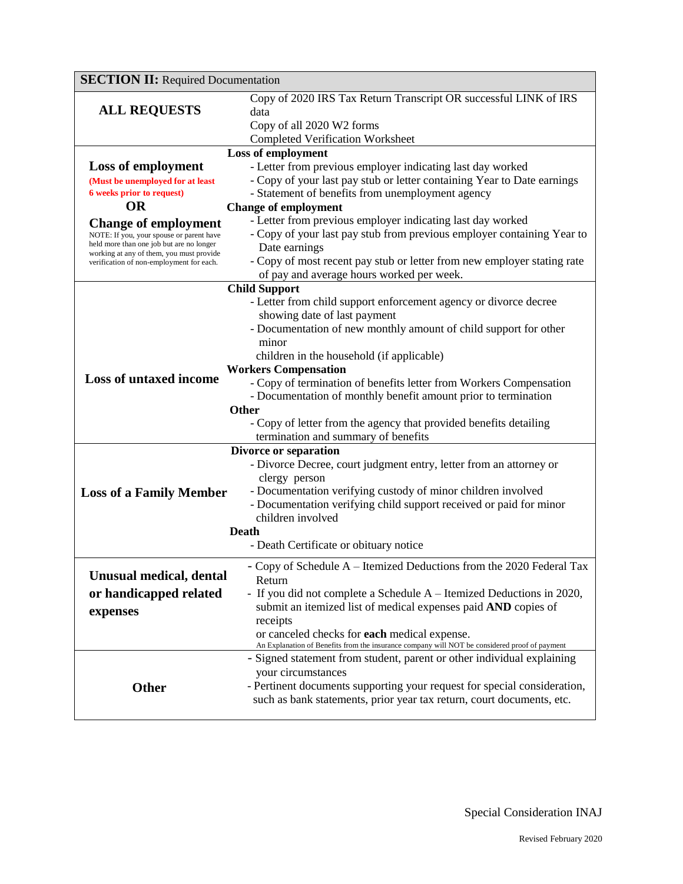## SECTION II: Required Documentation

| Category | Required Documentation |
| --- | --- |
| **ALL REQUESTS** | Copy of 2020 IRS Tax Return Transcript OR successful LINK of IRS data<br>Copy of all 2020 W2 forms<br>Completed Verification Worksheet |
| **Loss of employment**<br>**(Must be unemployed for at least 6 weeks prior to request)**<br>**OR**<br>**Change of employment**<br>NOTE: If you, your spouse or parent have held more than one job but are no longer working at any of them, you must provide verification of non-employment for each. | **Loss of employment**<br>- Letter from previous employer indicating last day worked<br>- Copy of your last pay stub or letter containing Year to Date earnings<br>- Statement of benefits from unemployment agency<br>**Change of employment**<br>- Letter from previous employer indicating last day worked<br>- Copy of your last pay stub from previous employer containing Year to Date earnings<br>- Copy of most recent pay stub or letter from new employer stating rate of pay and average hours worked per week. |
| **Loss of untaxed income** | **Child Support**<br>- Letter from child support enforcement agency or divorce decree showing date of last payment<br>- Documentation of new monthly amount of child support for other minor children in the household (if applicable)<br>**Workers Compensation**<br>- Copy of termination of benefits letter from Workers Compensation<br>- Documentation of monthly benefit amount prior to termination<br>**Other**<br>- Copy of letter from the agency that provided benefits detailing termination and summary of benefits |
| **Loss of a Family Member** | **Divorce or separation**<br>- Divorce Decree, court judgment entry, letter from an attorney or clergy person<br>- Documentation verifying custody of minor children involved<br>- Documentation verifying child support received or paid for minor children involved<br>**Death**<br>- Death Certificate or obituary notice |
| **Unusual medical, dental or handicapped related expenses** | - Copy of Schedule A – Itemized Deductions from the 2020 Federal Tax Return<br>- If you did not complete a Schedule A – Itemized Deductions in 2020, submit an itemized list of medical expenses paid **AND** copies of receipts or canceled checks for **each** medical expense.<br>An Explanation of Benefits from the insurance company will NOT be considered proof of payment |
| **Other** | - Signed statement from student, parent or other individual explaining your circumstances<br>- Pertinent documents supporting your request for special consideration, such as bank statements, prior year tax return, court documents, etc. |

Special Consideration INAJ

Revised February 2020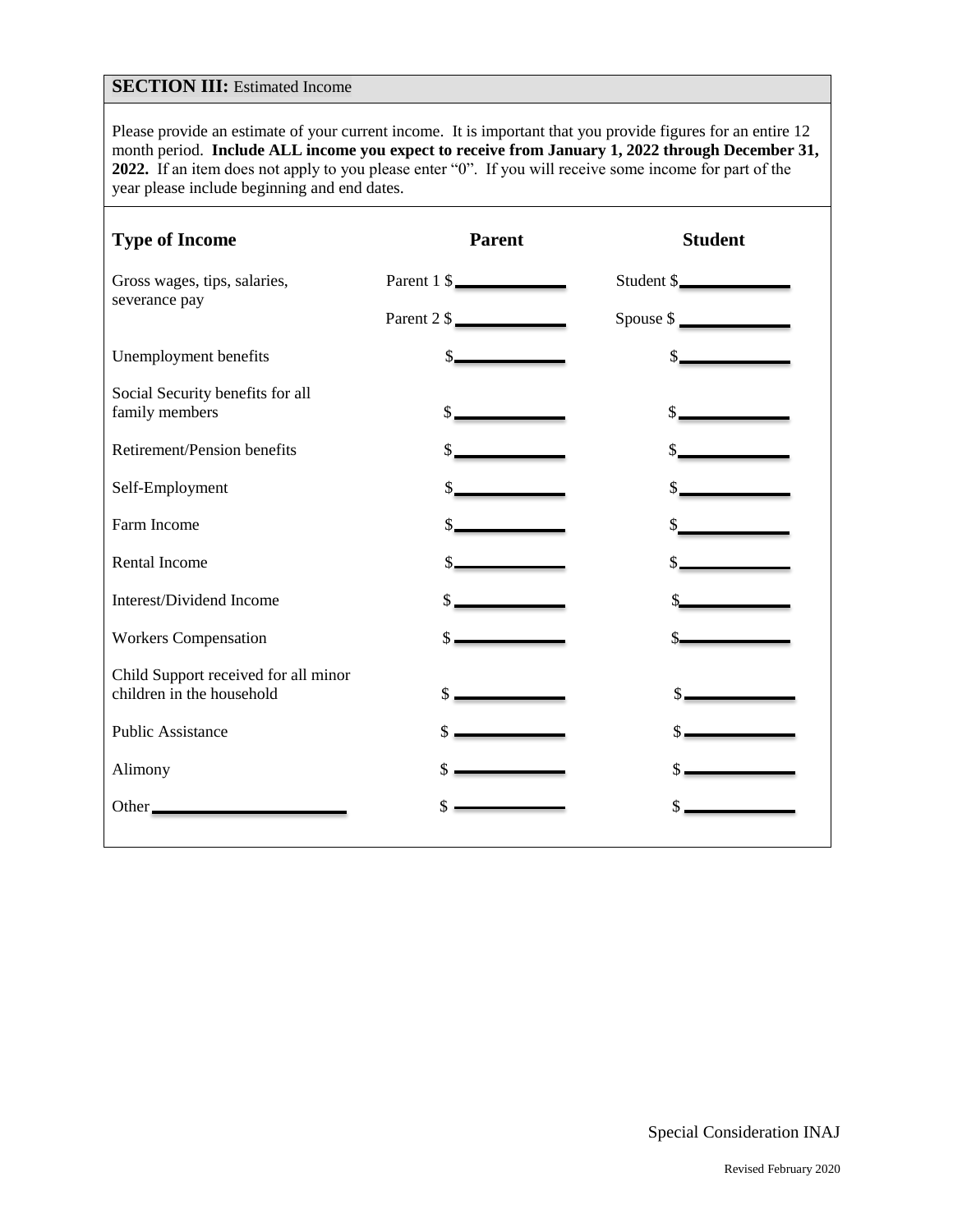## SECTION III: Estimated Income

Please provide an estimate of your current income. It is important that you provide figures for an entire 12 month period. **Include ALL income you expect to receive from January 1, 2022 through December 31, 2022.** If an item does not apply to you please enter "0". If you will receive some income for part of the year please include beginning and end dates.

| Type of Income | Parent | Student |
|---|---|---|
| Gross wages, tips, salaries, severance pay | Parent 1 $______ | Student $______ |
| | Parent 2 $______ | Spouse $______ |
| Unemployment benefits | $______ | $______ |
| Social Security benefits for all family members | $______ | $______ |
| Retirement/Pension benefits | $______ | $______ |
| Self-Employment | $______ | $______ |
| Farm Income | $______ | $______ |
| Rental Income | $______ | $______ |
| Interest/Dividend Income | $______ | $______ |
| Workers Compensation | $______ | $______ |
| Child Support received for all minor children in the household | $______ | $______ |
| Public Assistance | $______ | $______ |
| Alimony | $______ | $______ |
| Other ______ | $______ | $______ |

Special Consideration INAJ

Revised February 2020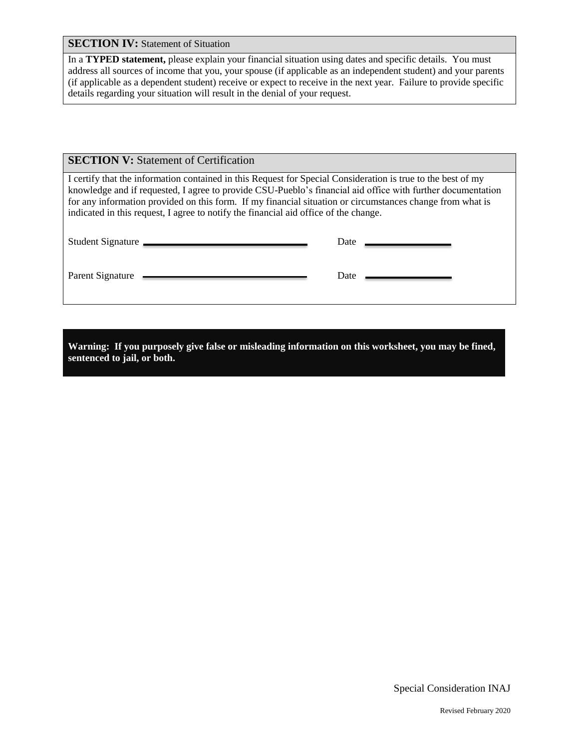**SECTION IV:** Statement of Situation

In a **TYPED statement,** please explain your financial situation using dates and specific details. You must address all sources of income that you, your spouse (if applicable as an independent student) and your parents (if applicable as a dependent student) receive or expect to receive in the next year. Failure to provide specific details regarding your situation will result in the denial of your request.

**SECTION V:** Statement of Certification

I certify that the information contained in this Request for Special Consideration is true to the best of my knowledge and if requested, I agree to provide CSU-Pueblo's financial aid office with further documentation for any information provided on this form. If my financial situation or circumstances change from what is indicated in this request, I agree to notify the financial aid office of the change.

Student Signature ______________________________ Date ______________

Parent Signature ______________________________ Date ______________

**Warning: If you purposely give false or misleading information on this worksheet, you may be fined, sentenced to jail, or both.**

Special Consideration INAJ

Revised February 2020